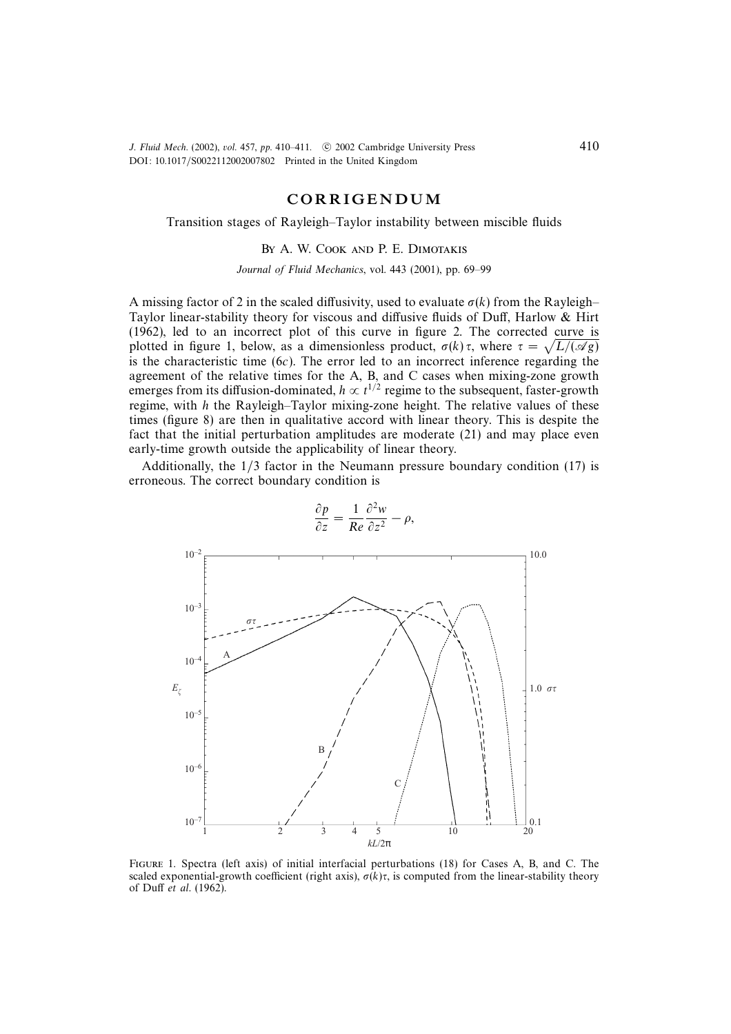# CORRIGENDUM

Transition stages of Rayleigh–Taylor instability between miscible fluids

By A. W. Cook and P. E. Dimotakis

*Journal of Fluid Mechanics*, vol. 443 (2001), pp. 69–99

A missing factor of 2 in the scaled diffusivity, used to evaluate $\sigma(k)$ from the Rayleigh–Taylor linear-stability theory for viscous and diffusive fluids of Duff, Harlow & Hirt (1962), led to an incorrect plot of this curve in figure 2. The corrected curve is plotted in figure 1, below, as a dimensionless product, $\sigma(k)\,\tau$, where $\tau = \sqrt{L/(\mathscr{A}g)}$ is the characteristic time (6*c*). The error led to an incorrect inference regarding the agreement of the relative times for the A, B, and C cases when mixing-zone growth emerges from its diffusion-dominated, $h \propto t^{1/2}$ regime to the subsequent, faster-growth regime, with $h$ the Rayleigh–Taylor mixing-zone height. The relative values of these times (figure 8) are then in qualitative accord with linear theory. This is despite the fact that the initial perturbation amplitudes are moderate (21) and may place even early-time growth outside the applicability of linear theory.

Additionally, the 1/3 factor in the Neumann pressure boundary condition (17) is erroneous. The correct boundary condition is

$$\frac{\partial p}{\partial z} = \frac{1}{Re}\frac{\partial^2 w}{\partial z^2} - \rho,$$

Figure 1. Spectra (left axis) of initial interfacial perturbations (18) for Cases A, B, and C. The scaled exponential-growth coefficient (right axis), $\sigma(k)\tau$, is computed from the linear-stability theory of Duff *et al.* (1962).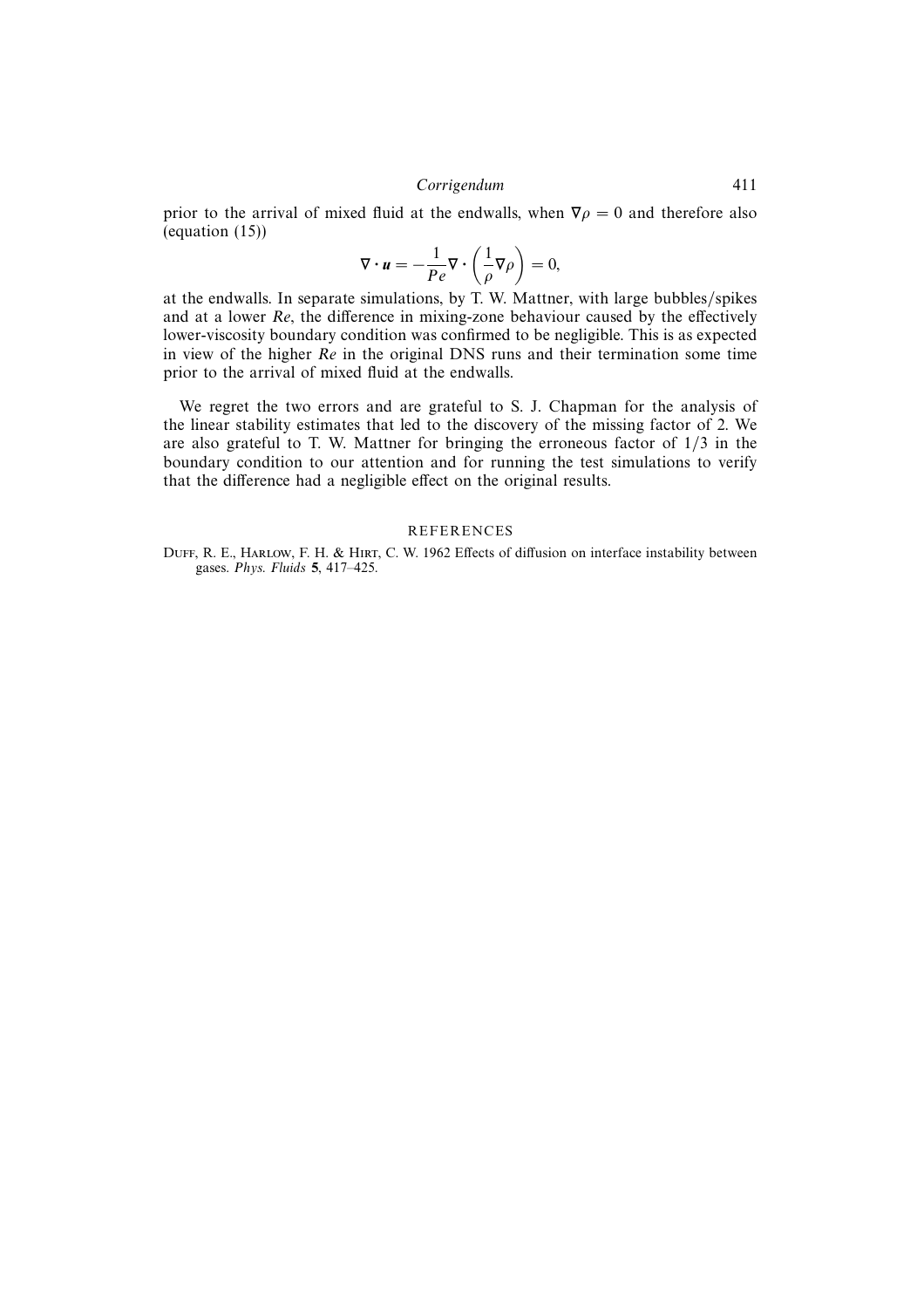prior to the arrival of mixed fluid at the endwalls, when $\nabla\rho = 0$ and therefore also (equation (15))

$$\nabla \cdot \boldsymbol{u} = -\frac{1}{Pe}\nabla \cdot \left(\frac{1}{\rho}\nabla\rho\right) = 0,$$

at the endwalls. In separate simulations, by T. W. Mattner, with large bubbles/spikes and at a lower *Re*, the difference in mixing-zone behaviour caused by the effectively lower-viscosity boundary condition was confirmed to be negligible. This is as expected in view of the higher *Re* in the original DNS runs and their termination some time prior to the arrival of mixed fluid at the endwalls.

We regret the two errors and are grateful to S. J. Chapman for the analysis of the linear stability estimates that led to the discovery of the missing factor of 2. We are also grateful to T. W. Mattner for bringing the erroneous factor of 1/3 in the boundary condition to our attention and for running the test simulations to verify that the difference had a negligible effect on the original results.

## REFERENCES

Duff, R. E., Harlow, F. H. & Hirt, C. W. 1962 Effects of diffusion on interface instability between gases. *Phys. Fluids* **5**, 417–425.